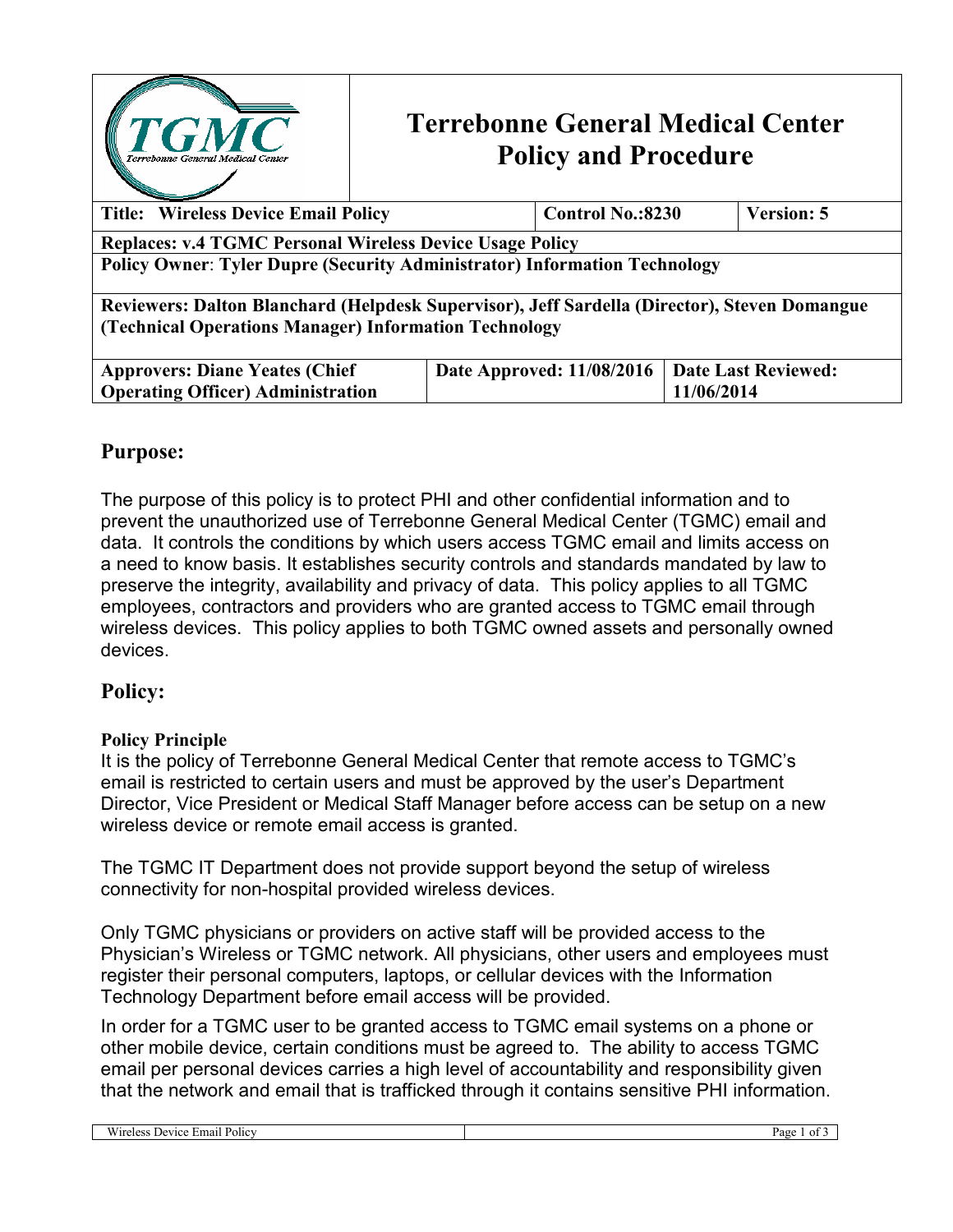# Terrebonne General Medical Center Policy and Procedure

| **Title: Wireless Device Email Policy** | | **Control No.:8230** | **Version: 5** |
|---|---|---|---|
| **Replaces: v.4 TGMC Personal Wireless Device Usage Policy** | | | |
| **Policy Owner: Tyler Dupre (Security Administrator) Information Technology** | | | |
| **Reviewers: Dalton Blanchard (Helpdesk Supervisor), Jeff Sardella (Director), Steven Domangue (Technical Operations Manager) Information Technology** | | | |
| **Approvers: Diane Yeates (Chief Operating Officer) Administration** | **Date Approved: 11/08/2016** | **Date Last Reviewed: 11/06/2014** | |

## Purpose:

The purpose of this policy is to protect PHI and other confidential information and to prevent the unauthorized use of Terrebonne General Medical Center (TGMC) email and data. It controls the conditions by which users access TGMC email and limits access on a need to know basis. It establishes security controls and standards mandated by law to preserve the integrity, availability and privacy of data. This policy applies to all TGMC employees, contractors and providers who are granted access to TGMC email through wireless devices. This policy applies to both TGMC owned assets and personally owned devices.

## Policy:

### Policy Principle

It is the policy of Terrebonne General Medical Center that remote access to TGMC's email is restricted to certain users and must be approved by the user's Department Director, Vice President or Medical Staff Manager before access can be setup on a new wireless device or remote email access is granted.

The TGMC IT Department does not provide support beyond the setup of wireless connectivity for non-hospital provided wireless devices.

Only TGMC physicians or providers on active staff will be provided access to the Physician's Wireless or TGMC network. All physicians, other users and employees must register their personal computers, laptops, or cellular devices with the Information Technology Department before email access will be provided.

In order for a TGMC user to be granted access to TGMC email systems on a phone or other mobile device, certain conditions must be agreed to. The ability to access TGMC email per personal devices carries a high level of accountability and responsibility given that the network and email that is trafficked through it contains sensitive PHI information.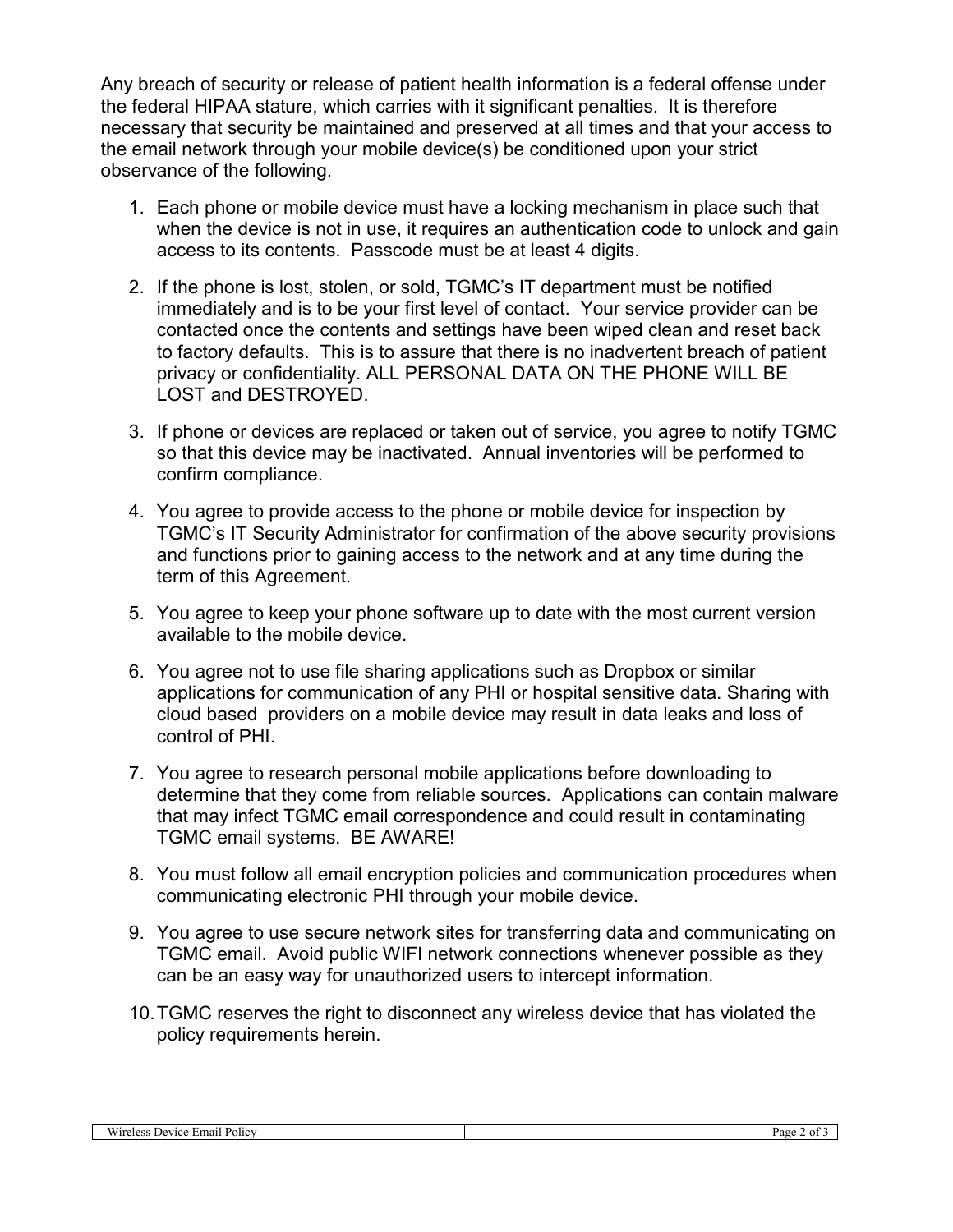Any breach of security or release of patient health information is a federal offense under the federal HIPAA stature, which carries with it significant penalties. It is therefore necessary that security be maintained and preserved at all times and that your access to the email network through your mobile device(s) be conditioned upon your strict observance of the following.

1. Each phone or mobile device must have a locking mechanism in place such that when the device is not in use, it requires an authentication code to unlock and gain access to its contents. Passcode must be at least 4 digits.
2. If the phone is lost, stolen, or sold, TGMC's IT department must be notified immediately and is to be your first level of contact. Your service provider can be contacted once the contents and settings have been wiped clean and reset back to factory defaults. This is to assure that there is no inadvertent breach of patient privacy or confidentiality. ALL PERSONAL DATA ON THE PHONE WILL BE LOST and DESTROYED.
3. If phone or devices are replaced or taken out of service, you agree to notify TGMC so that this device may be inactivated. Annual inventories will be performed to confirm compliance.
4. You agree to provide access to the phone or mobile device for inspection by TGMC's IT Security Administrator for confirmation of the above security provisions and functions prior to gaining access to the network and at any time during the term of this Agreement.
5. You agree to keep your phone software up to date with the most current version available to the mobile device.
6. You agree not to use file sharing applications such as Dropbox or similar applications for communication of any PHI or hospital sensitive data. Sharing with cloud based providers on a mobile device may result in data leaks and loss of control of PHI.
7. You agree to research personal mobile applications before downloading to determine that they come from reliable sources. Applications can contain malware that may infect TGMC email correspondence and could result in contaminating TGMC email systems. BE AWARE!
8. You must follow all email encryption policies and communication procedures when communicating electronic PHI through your mobile device.
9. You agree to use secure network sites for transferring data and communicating on TGMC email. Avoid public WIFI network connections whenever possible as they can be an easy way for unauthorized users to intercept information.
10. TGMC reserves the right to disconnect any wireless device that has violated the policy requirements herein.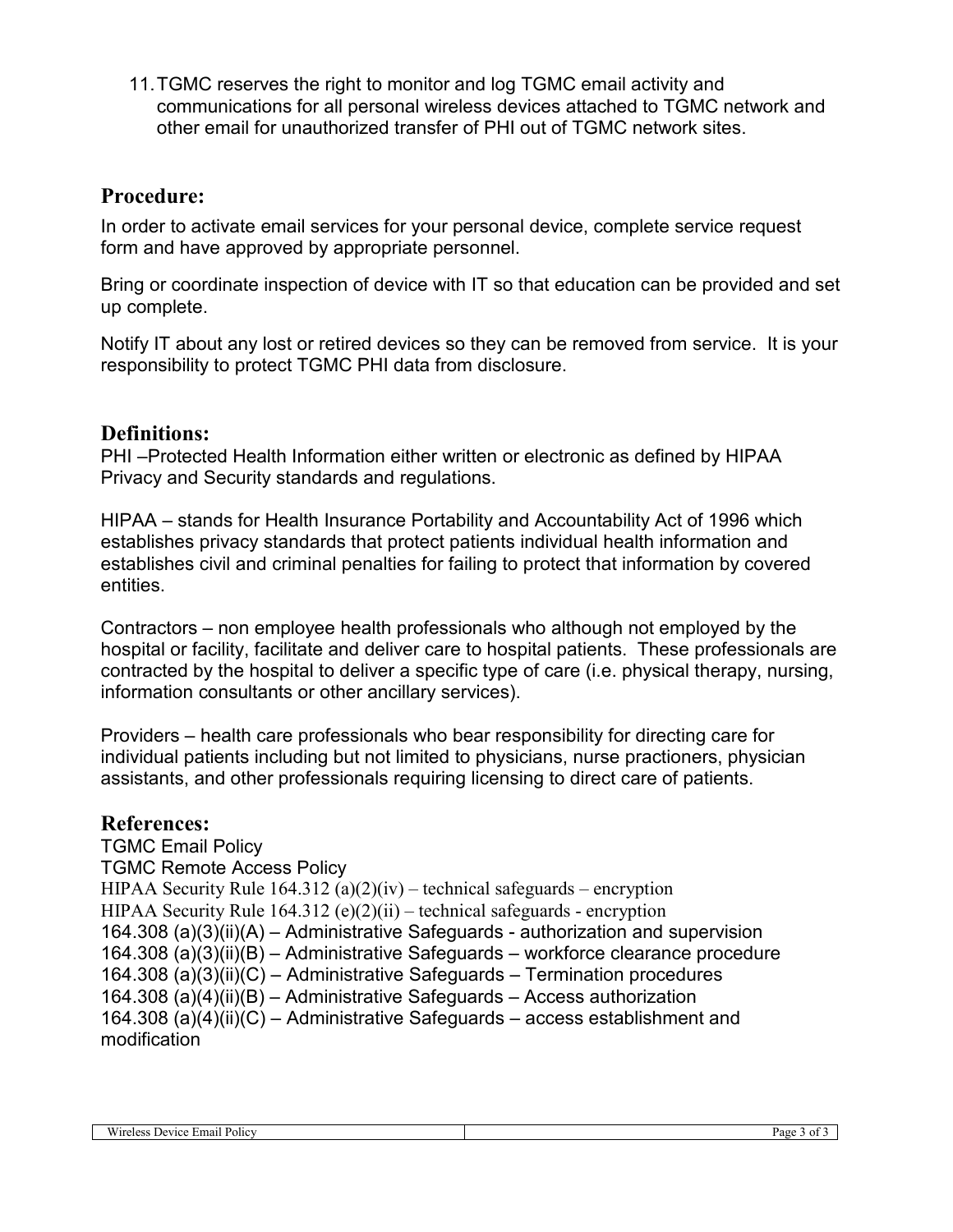11. TGMC reserves the right to monitor and log TGMC email activity and communications for all personal wireless devices attached to TGMC network and other email for unauthorized transfer of PHI out of TGMC network sites.

## Procedure:

In order to activate email services for your personal device, complete service request form and have approved by appropriate personnel.

Bring or coordinate inspection of device with IT so that education can be provided and set up complete.

Notify IT about any lost or retired devices so they can be removed from service. It is your responsibility to protect TGMC PHI data from disclosure.

## Definitions:

PHI –Protected Health Information either written or electronic as defined by HIPAA Privacy and Security standards and regulations.

HIPAA – stands for Health Insurance Portability and Accountability Act of 1996 which establishes privacy standards that protect patients individual health information and establishes civil and criminal penalties for failing to protect that information by covered entities.

Contractors – non employee health professionals who although not employed by the hospital or facility, facilitate and deliver care to hospital patients. These professionals are contracted by the hospital to deliver a specific type of care (i.e. physical therapy, nursing, information consultants or other ancillary services).

Providers – health care professionals who bear responsibility for directing care for individual patients including but not limited to physicians, nurse practioners, physician assistants, and other professionals requiring licensing to direct care of patients.

## References:

TGMC Email Policy
TGMC Remote Access Policy
HIPAA Security Rule 164.312 (a)(2)(iv) – technical safeguards – encryption
HIPAA Security Rule 164.312 (e)(2)(ii) – technical safeguards - encryption
164.308 (a)(3)(ii)(A) – Administrative Safeguards - authorization and supervision
164.308 (a)(3)(ii)(B) – Administrative Safeguards – workforce clearance procedure
164.308 (a)(3)(ii)(C) – Administrative Safeguards – Termination procedures
164.308 (a)(4)(ii)(B) – Administrative Safeguards – Access authorization
164.308 (a)(4)(ii)(C) – Administrative Safeguards – access establishment and modification